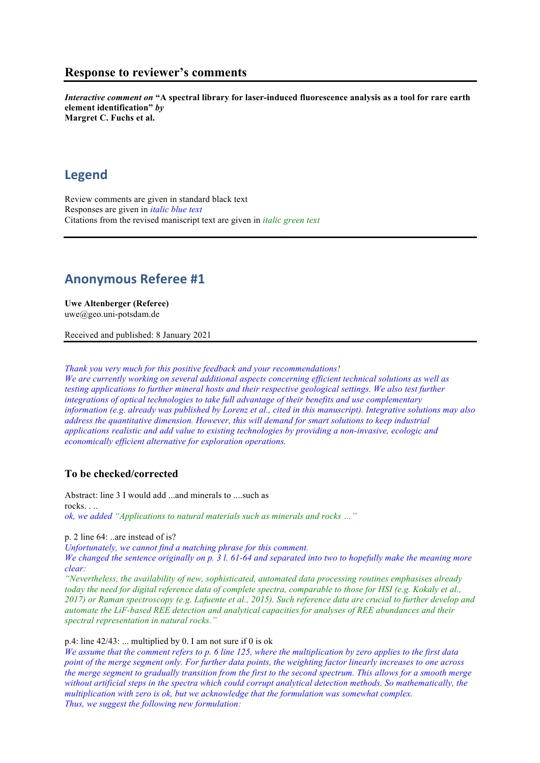## Response to reviewer's comments

***Interactive comment on*** **"A spectral library for laser-induced fluorescence analysis as a tool for rare earth element identification"** ***by*** **Margret C. Fuchs et al.**

## Legend

Review comments are given in standard black text
Responses are given in *italic blue text*
Citations from the revised maniscript text are given in *italic green text*

## Anonymous Referee #1

**Uwe Altenberger (Referee)**
uwe@geo.uni-potsdam.de

Received and published: 8 January 2021

*Thank you very much for this positive feedback and your recommendations!*
*We are currently working on several additional aspects concerning efficient technical solutions as well as testing applications to further mineral hosts and their respective geological settings. We also test further integrations of optical technologies to take full advantage of their benefits and use complementary information (e.g. already was published by Lorenz et al., cited in this manuscript). Integrative solutions may also address the quantitative dimension. However, this will demand for smart solutions to keep industrial applications realistic and add value to existing technologies by providing a non-invasive, ecologic and economically efficient alternative for exploration operations.*

### To be checked/corrected

Abstract: line 3 I would add ...and minerals to ....such as rocks. . ..
*ok, we added "Applications to natural materials such as minerals and rocks …"*

p. 2 line 64: ..are instead of is?
*Unfortunately, we cannot find a matching phrase for this comment.*
*We changed the sentence originally on p. 3 l. 61-64 and separated into two to hopefully make the meaning more clear:*
*"Nevertheless, the availability of new, sophisticated, automated data processing routines emphasises already today the need for digital reference data of complete spectra, comparable to those for HSI (e.g. Kokaly et al., 2017) or Raman spectroscopy (e.g. Lafuente et al., 2015). Such reference data are crucial to further develop and automate the LiF-based REE detection and analytical capacities for analyses of REE abundances and their spectral representation in natural rocks."*

p.4: line 42/43: ... multiplied by 0. I am not sure if 0 is ok
*We assume that the comment refers to p. 6 line 125, where the multiplication by zero applies to the first data point of the merge segment only. For further data points, the weighting factor linearly increases to one across the merge segment to gradually transition from the first to the second spectrum. This allows for a smooth merge without artificial steps in the spectra which could corrupt analytical detection methods. So mathematically, the multiplication with zero is ok, but we acknowledge that the formulation was somewhat complex.*
*Thus, we suggest the following new formulation:*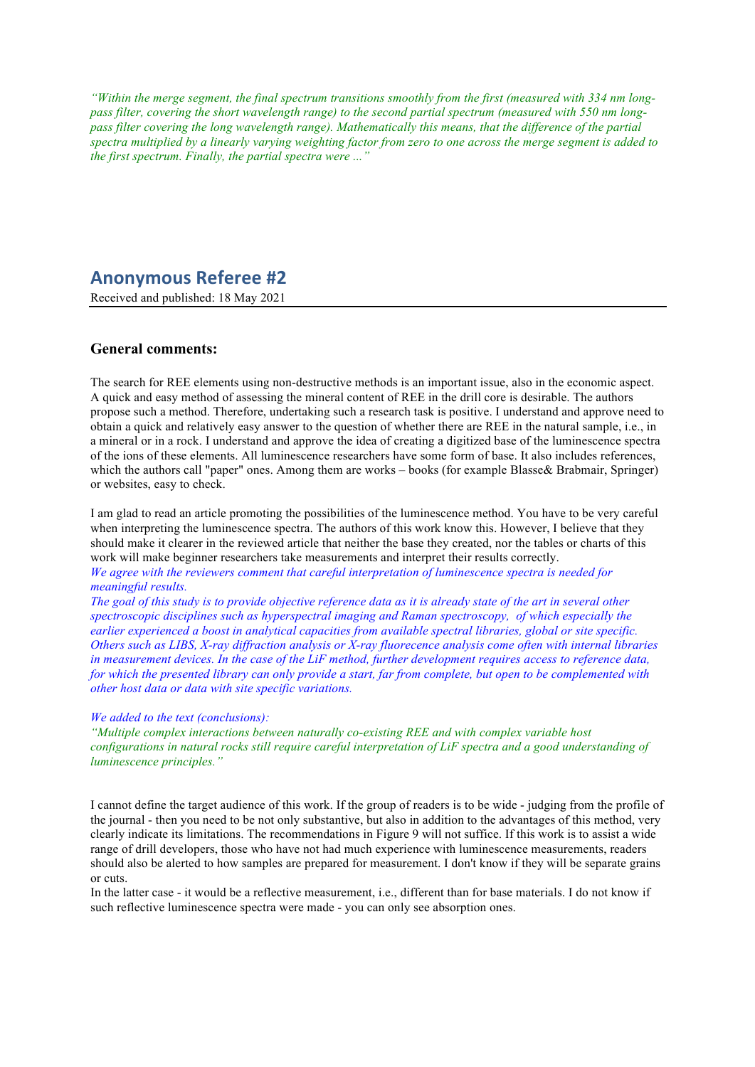*"Within the merge segment, the final spectrum transitions smoothly from the first (measured with 334 nm long-pass filter, covering the short wavelength range) to the second partial spectrum (measured with 550 nm long-pass filter covering the long wavelength range). Mathematically this means, that the difference of the partial spectra multiplied by a linearly varying weighting factor from zero to one across the merge segment is added to the first spectrum. Finally, the partial spectra were ..."*

## Anonymous Referee #2

Received and published: 18 May 2021

### General comments:

The search for REE elements using non-destructive methods is an important issue, also in the economic aspect. A quick and easy method of assessing the mineral content of REE in the drill core is desirable. The authors propose such a method. Therefore, undertaking such a research task is positive. I understand and approve need to obtain a quick and relatively easy answer to the question of whether there are REE in the natural sample, i.e., in a mineral or in a rock. I understand and approve the idea of creating a digitized base of the luminescence spectra of the ions of these elements. All luminescence researchers have some form of base. It also includes references, which the authors call "paper" ones. Among them are works – books (for example Blasse& Brabmair, Springer) or websites, easy to check.

I am glad to read an article promoting the possibilities of the luminescence method. You have to be very careful when interpreting the luminescence spectra. The authors of this work know this. However, I believe that they should make it clearer in the reviewed article that neither the base they created, nor the tables or charts of this work will make beginner researchers take measurements and interpret their results correctly.

*We agree with the reviewers comment that careful interpretation of luminescence spectra is needed for meaningful results.*

*The goal of this study is to provide objective reference data as it is already state of the art in several other spectroscopic disciplines such as hyperspectral imaging and Raman spectroscopy, of which especially the earlier experienced a boost in analytical capacities from available spectral libraries, global or site specific. Others such as LIBS, X-ray diffraction analysis or X-ray fluorecence analysis come often with internal libraries in measurement devices. In the case of the LiF method, further development requires access to reference data, for which the presented library can only provide a start, far from complete, but open to be complemented with other host data or data with site specific variations.*

*We added to the text (conclusions):*

*"Multiple complex interactions between naturally co-existing REE and with complex variable host configurations in natural rocks still require careful interpretation of LiF spectra and a good understanding of luminescence principles."*

I cannot define the target audience of this work. If the group of readers is to be wide - judging from the profile of the journal - then you need to be not only substantive, but also in addition to the advantages of this method, very clearly indicate its limitations. The recommendations in Figure 9 will not suffice. If this work is to assist a wide range of drill developers, those who have not had much experience with luminescence measurements, readers should also be alerted to how samples are prepared for measurement. I don't know if they will be separate grains or cuts.

In the latter case - it would be a reflective measurement, i.e., different than for base materials. I do not know if such reflective luminescence spectra were made - you can only see absorption ones.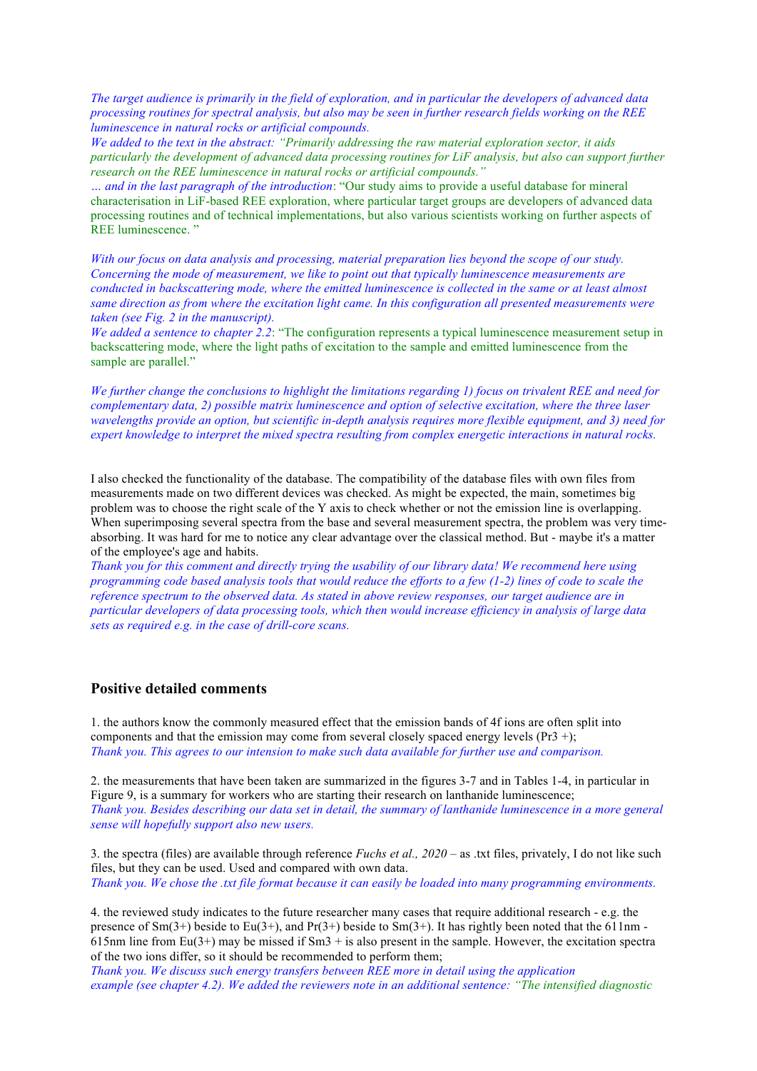*The target audience is primarily in the field of exploration, and in particular the developers of advanced data processing routines for spectral analysis, but also may be seen in further research fields working on the REE luminescence in natural rocks or artificial compounds.*

*We added to the text in the abstract: "Primarily addressing the raw material exploration sector, it aids particularly the development of advanced data processing routines for LiF analysis, but also can support further research on the REE luminescence in natural rocks or artificial compounds."*

*… and in the last paragraph of the introduction*: "Our study aims to provide a useful database for mineral characterisation in LiF-based REE exploration, where particular target groups are developers of advanced data processing routines and of technical implementations, but also various scientists working on further aspects of REE luminescence. "

*With our focus on data analysis and processing, material preparation lies beyond the scope of our study. Concerning the mode of measurement, we like to point out that typically luminescence measurements are conducted in backscattering mode, where the emitted luminescence is collected in the same or at least almost same direction as from where the excitation light came. In this configuration all presented measurements were taken (see Fig. 2 in the manuscript).*

*We added a sentence to chapter 2.2*: "The configuration represents a typical luminescence measurement setup in backscattering mode, where the light paths of excitation to the sample and emitted luminescence from the sample are parallel."

*We further change the conclusions to highlight the limitations regarding 1) focus on trivalent REE and need for complementary data, 2) possible matrix luminescence and option of selective excitation, where the three laser wavelengths provide an option, but scientific in-depth analysis requires more flexible equipment, and 3) need for expert knowledge to interpret the mixed spectra resulting from complex energetic interactions in natural rocks.*

I also checked the functionality of the database. The compatibility of the database files with own files from measurements made on two different devices was checked. As might be expected, the main, sometimes big problem was to choose the right scale of the Y axis to check whether or not the emission line is overlapping. When superimposing several spectra from the base and several measurement spectra, the problem was very time-absorbing. It was hard for me to notice any clear advantage over the classical method. But - maybe it's a matter of the employee's age and habits.

*Thank you for this comment and directly trying the usability of our library data! We recommend here using programming code based analysis tools that would reduce the efforts to a few (1-2) lines of code to scale the reference spectrum to the observed data. As stated in above review responses, our target audience are in particular developers of data processing tools, which then would increase efficiency in analysis of large data sets as required e.g. in the case of drill-core scans.*

## Positive detailed comments

1. the authors know the commonly measured effect that the emission bands of 4f ions are often split into components and that the emission may come from several closely spaced energy levels ($Pr^{3+}$);
*Thank you. This agrees to our intension to make such data available for further use and comparison.*

2. the measurements that have been taken are summarized in the figures 3-7 and in Tables 1-4, in particular in Figure 9, is a summary for workers who are starting their research on lanthanide luminescence;
*Thank you. Besides describing our data set in detail, the summary of lanthanide luminescence in a more general sense will hopefully support also new users.*

3. the spectra (files) are available through reference *Fuchs et al., 2020* – as .txt files, privately, I do not like such files, but they can be used. Used and compared with own data.
*Thank you. We chose the .txt file format because it can easily be loaded into many programming environments.*

4. the reviewed study indicates to the future researcher many cases that require additional research - e.g. the presence of Sm(3+) beside to Eu(3+), and Pr(3+) beside to Sm(3+). It has rightly been noted that the 611nm - 615nm line from Eu(3+) may be missed if $Sm^{3+}$ is also present in the sample. However, the excitation spectra of the two ions differ, so it should be recommended to perform them;
*Thank you. We discuss such energy transfers between REE more in detail using the application example (see chapter 4.2). We added the reviewers note in an additional sentence: "The intensified diagnostic*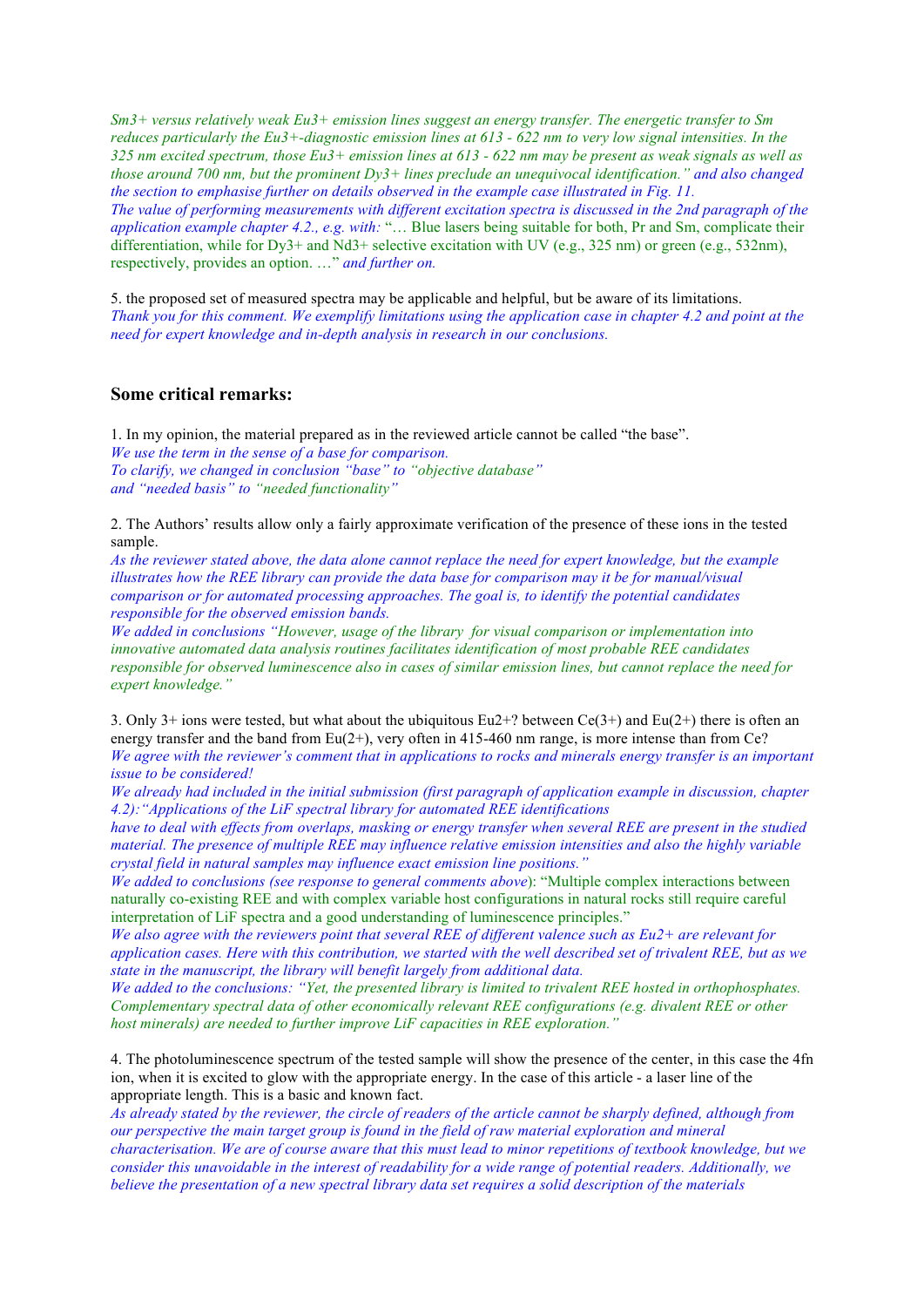*Sm3+ versus relatively weak Eu3+ emission lines suggest an energy transfer. The energetic transfer to Sm reduces particularly the Eu3+-diagnostic emission lines at 613 - 622 nm to very low signal intensities. In the 325 nm excited spectrum, those Eu3+ emission lines at 613 - 622 nm may be present as weak signals as well as those around 700 nm, but the prominent Dy3+ lines preclude an unequivocal identification." and also changed the section to emphasise further on details observed in the example case illustrated in Fig. 11.*

*The value of performing measurements with different excitation spectra is discussed in the 2nd paragraph of the application example chapter 4.2., e.g. with:* "… Blue lasers being suitable for both, Pr and Sm, complicate their differentiation, while for Dy3+ and Nd3+ selective excitation with UV (e.g., 325 nm) or green (e.g., 532nm), respectively, provides an option. …" *and further on.*

5. the proposed set of measured spectra may be applicable and helpful, but be aware of its limitations.

*Thank you for this comment. We exemplify limitations using the application case in chapter 4.2 and point at the need for expert knowledge and in-depth analysis in research in our conclusions.*

## Some critical remarks:

1. In my opinion, the material prepared as in the reviewed article cannot be called "the base".

*We use the term in the sense of a base for comparison.*
*To clarify, we changed in conclusion "base" to "objective database"*
*and "needed basis" to "needed functionality"*

2. The Authors' results allow only a fairly approximate verification of the presence of these ions in the tested sample.

*As the reviewer stated above, the data alone cannot replace the need for expert knowledge, but the example illustrates how the REE library can provide the data base for comparison may it be for manual/visual comparison or for automated processing approaches. The goal is, to identify the potential candidates responsible for the observed emission bands.*

*We added in conclusions "However, usage of the library for visual comparison or implementation into innovative automated data analysis routines facilitates identification of most probable REE candidates responsible for observed luminescence also in cases of similar emission lines, but cannot replace the need for expert knowledge."*

3. Only 3+ ions were tested, but what about the ubiquitous Eu2+? between Ce(3+) and Eu(2+) there is often an energy transfer and the band from Eu(2+), very often in 415-460 nm range, is more intense than from Ce?

*We agree with the reviewer's comment that in applications to rocks and minerals energy transfer is an important issue to be considered!*

*We already had included in the initial submission (first paragraph of application example in discussion, chapter 4.2):"Applications of the LiF spectral library for automated REE identifications have to deal with effects from overlaps, masking or energy transfer when several REE are present in the studied material. The presence of multiple REE may influence relative emission intensities and also the highly variable crystal field in natural samples may influence exact emission line positions."*

*We added to conclusions (see response to general comments above)*: "Multiple complex interactions between naturally co-existing REE and with complex variable host configurations in natural rocks still require careful interpretation of LiF spectra and a good understanding of luminescence principles."

*We also agree with the reviewers point that several REE of different valence such as Eu2+ are relevant for application cases. Here with this contribution, we started with the well described set of trivalent REE, but as we state in the manuscript, the library will benefit largely from additional data.*

*We added to the conclusions: "Yet, the presented library is limited to trivalent REE hosted in orthophosphates. Complementary spectral data of other economically relevant REE configurations (e.g. divalent REE or other host minerals) are needed to further improve LiF capacities in REE exploration."*

4. The photoluminescence spectrum of the tested sample will show the presence of the center, in this case the 4fn ion, when it is excited to glow with the appropriate energy. In the case of this article - a laser line of the appropriate length. This is a basic and known fact.

*As already stated by the reviewer, the circle of readers of the article cannot be sharply defined, although from our perspective the main target group is found in the field of raw material exploration and mineral characterisation. We are of course aware that this must lead to minor repetitions of textbook knowledge, but we consider this unavoidable in the interest of readability for a wide range of potential readers. Additionally, we believe the presentation of a new spectral library data set requires a solid description of the materials*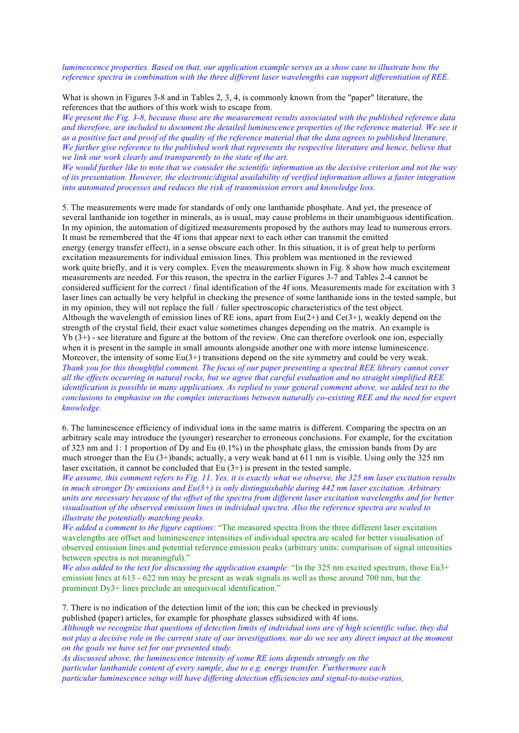*luminescence properties. Based on that, our application example serves as a show case to illustrate how the reference spectra in combination with the three different laser wavelengths can support differentiation of REE.*

What is shown in Figures 3-8 and in Tables 2, 3, 4, is commonly known from the "paper" literature, the references that the authors of this work wish to escape from.

*We present the Fig. 3-8, because those are the measurement results associated with the published reference data and therefore, are included to document the detailed luminescence properties of the reference material. We see it as a positive fact and proof of the quality of the reference material that the data agrees to published literature. We further give reference to the published work that represents the respective literature and hence, believe that we link our work clearly and transparently to the state of the art.*

*We would further like to note that we consider the scientific information as the decisive criterion and not the way of its presentation. However, the electronic/digital availability of verified information allows a faster integration into automated processes and reduces the risk of transmission errors and knowledge loss.*

5. The measurements were made for standards of only one lanthanide phosphate. And yet, the presence of several lanthanide ion together in minerals, as is usual, may cause problems in their unambiguous identification. In my opinion, the automation of digitized measurements proposed by the authors may lead to numerous errors. It must be remembered that the 4f ions that appear next to each other can transmit the emitted energy (energy transfer effect), in a sense obscure each other. In this situation, it is of great help to perform excitation measurements for individual emission lines. This problem was mentioned in the reviewed work quite briefly, and it is very complex. Even the measurements shown in Fig. 8 show how much excitement measurements are needed. For this reason, the spectra in the earlier Figures 3-7 and Tables 2-4 cannot be considered sufficient for the correct / final identification of the 4f ions. Measurements made for excitation with 3 laser lines can actually be very helpful in checking the presence of some lanthanide ions in the tested sample, but in my opinion, they will not replace the full / fuller spectroscopic characteristics of the test object.

Although the wavelength of emission lines of RE ions, apart from $Eu(2+)$ and $Ce(3+)$, weakly depend on the strength of the crystal field, their exact value sometimes changes depending on the matrix. An example is $Yb (3+)$ - see literature and figure at the bottom of the review. One can therefore overlook one ion, especially when it is present in the sample in small amounts alongside another one with more intense luminescence. Moreover, the intensity of some $Eu(3+)$ transitions depend on the site symmetry and could be very weak.

*Thank you for this thoughtful comment. The focus of our paper presenting a spectral REE library cannot cover all the effects occurring in natural rocks, but we agree that careful evaluation and no straight simplified REE identification is possible in many applications. As replied to your general comment above, we added text to the conclusions to emphasise on the complex interactions between naturally co-existing REE and the need for expert knowledge.*

6. The luminescence efficiency of individual ions in the same matrix is different. Comparing the spectra on an arbitrary scale may introduce the (younger) researcher to erroneous conclusions. For example, for the excitation of 323 nm and 1: 1 proportion of Dy and Eu (0.1%) in the phosphate glass, the emission bands from Dy are much stronger than the Eu (3+)bands; actually, a very weak band at 611 nm is visible. Using only the 325 nm laser excitation, it cannot be concluded that Eu (3+) is present in the tested sample.

*We assume, this comment refers to Fig. 11. Yes, it is exactly what we observe, the 325 nm laser excitation results in much stronger Dy emissions and $Eu(3+)$ is only distinguishable during 442 nm laser excitation. Arbitrary units are necessary because of the offset of the spectra from different laser excitation wavelengths and for better visualisation of the observed emission lines in individual spectra. Also the reference spectra are scaled to illustrate the potentially matching peaks.*

*We added a comment to the figure captions*: "The measured spectra from the three different laser excitation wavelengths are offset and luminescence intensities of individual spectra are scaled for better visualisation of observed emission lines and potential reference emission peaks (arbitrary units: comparison of signal intensities between spectra is not meaningful)."

*We also added to the text for discussing the application example*: "In the 325 nm excited spectrum, those $Eu^{3+}$ emission lines at 613 - 622 nm may be present as weak signals as well as those around 700 nm, but the prominent $Dy^{3+}$ lines preclude an unequivocal identification."

7. There is no indication of the detection limit of the ion; this can be checked in previously published (paper) articles, for example for phosphate glasses subsidized with 4f ions.

*Although we recognize that questions of detection limits of individual ions are of high scientific value, they did not play a decisive role in the current state of our investigations, nor do we see any direct impact at the moment on the goals we have set for our presented study.*

*As discussed above, the luminescence intensity of some RE ions depends strongly on the particular lanthanide content of every sample, due to e.g. energy transfer. Furthermore each particular luminescence setup will have differing detection efficiencies and signal-to-noise-ratios,*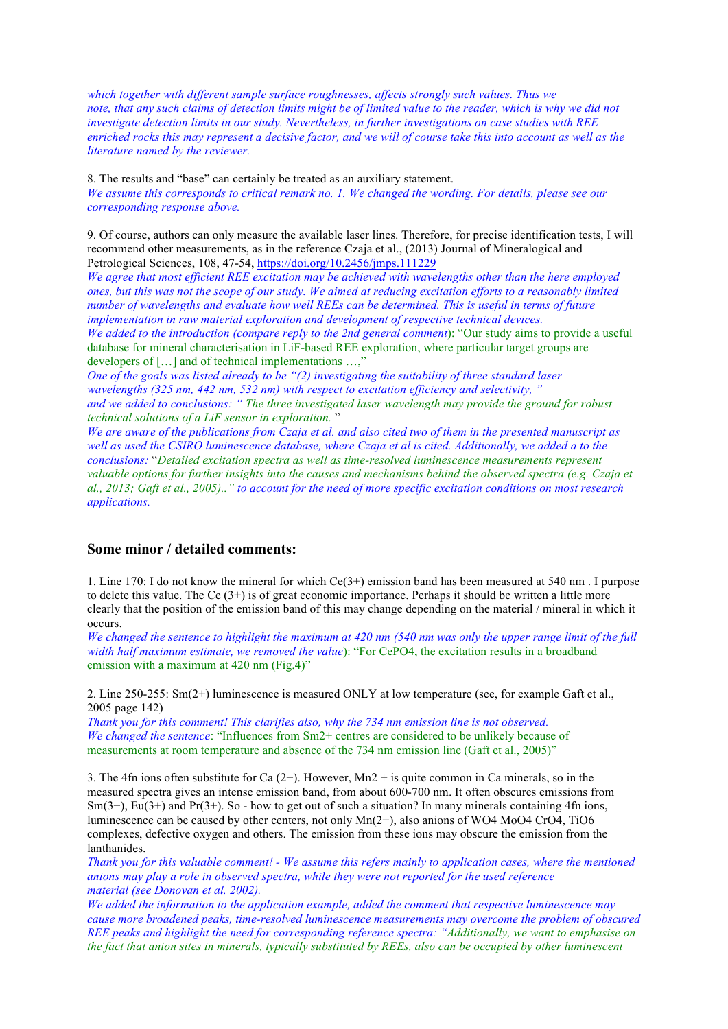*which together with different sample surface roughnesses, affects strongly such values. Thus we note, that any such claims of detection limits might be of limited value to the reader, which is why we did not investigate detection limits in our study. Nevertheless, in further investigations on case studies with REE enriched rocks this may represent a decisive factor, and we will of course take this into account as well as the literature named by the reviewer.*

8. The results and "base" can certainly be treated as an auxiliary statement.
*We assume this corresponds to critical remark no. 1. We changed the wording. For details, please see our corresponding response above.*

9. Of course, authors can only measure the available laser lines. Therefore, for precise identification tests, I will recommend other measurements, as in the reference Czaja et al., (2013) Journal of Mineralogical and Petrological Sciences, 108, 47-54, https://doi.org/10.2456/jmps.111229
*We agree that most efficient REE excitation may be achieved with wavelengths other than the here employed ones, but this was not the scope of our study. We aimed at reducing excitation efforts to a reasonably limited number of wavelengths and evaluate how well REEs can be determined. This is useful in terms of future implementation in raw material exploration and development of respective technical devices.*
*We added to the introduction (compare reply to the 2nd general comment*): "Our study aims to provide a useful database for mineral characterisation in LiF-based REE exploration, where particular target groups are developers of [...] and of technical implementations ...,"
*One of the goals was listed already to be "(2) investigating the suitability of three standard laser wavelengths (325 nm, 442 nm, 532 nm) with respect to excitation efficiency and selectivity, "*
*and we added to conclusions: " The three investigated laser wavelength may provide the ground for robust technical solutions of a LiF sensor in exploration.* "
*We are aware of the publications from Czaja et al. and also cited two of them in the presented manuscript as well as used the CSIRO luminescence database, where Czaja et al is cited. Additionally, we added a to the conclusions:* "*Detailed excitation spectra as well as time-resolved luminescence measurements represent valuable options for further insights into the causes and mechanisms behind the observed spectra (e.g. Czaja et al., 2013; Gaft et al., 2005)..*" *to account for the need of more specific excitation conditions on most research applications.*

## Some minor / detailed comments:

1. Line 170: I do not know the mineral for which Ce(3+) emission band has been measured at 540 nm . I purpose to delete this value. The Ce (3+) is of great economic importance. Perhaps it should be written a little more clearly that the position of the emission band of this may change depending on the material / mineral in which it occurs.
*We changed the sentence to highlight the maximum at 420 nm (540 nm was only the upper range limit of the full width half maximum estimate, we removed the value*): "For $CePO_4$, the excitation results in a broadband emission with a maximum at 420 nm (Fig.4)"

2. Line 250-255: Sm(2+) luminescence is measured ONLY at low temperature (see, for example Gaft et al., 2005 page 142)
*Thank you for this comment! This clarifies also, why the 734 nm emission line is not observed.*
*We changed the sentence*: "Influences from $Sm^{2+}$ centres are considered to be unlikely because of measurements at room temperature and absence of the 734 nm emission line (Gaft et al., 2005)"

3. The 4fn ions often substitute for Ca (2+). However, Mn2 + is quite common in Ca minerals, so in the measured spectra gives an intense emission band, from about 600-700 nm. It often obscures emissions from Sm(3+), Eu(3+) and Pr(3+). So - how to get out of such a situation? In many minerals containing 4fn ions, luminescence can be caused by other centers, not only Mn(2+), also anions of WO4 MoO4 CrO4, TiO6 complexes, defective oxygen and others. The emission from these ions may obscure the emission from the lanthanides.
*Thank you for this valuable comment! - We assume this refers mainly to application cases, where the mentioned anions may play a role in observed spectra, while they were not reported for the used reference material (see Donovan et al. 2002).*
*We added the information to the application example, added the comment that respective luminescence may cause more broadened peaks, time-resolved luminescence measurements may overcome the problem of obscured REE peaks and highlight the need for corresponding reference spectra: "Additionally, we want to emphasise on the fact that anion sites in minerals, typically substituted by REEs, also can be occupied by other luminescent*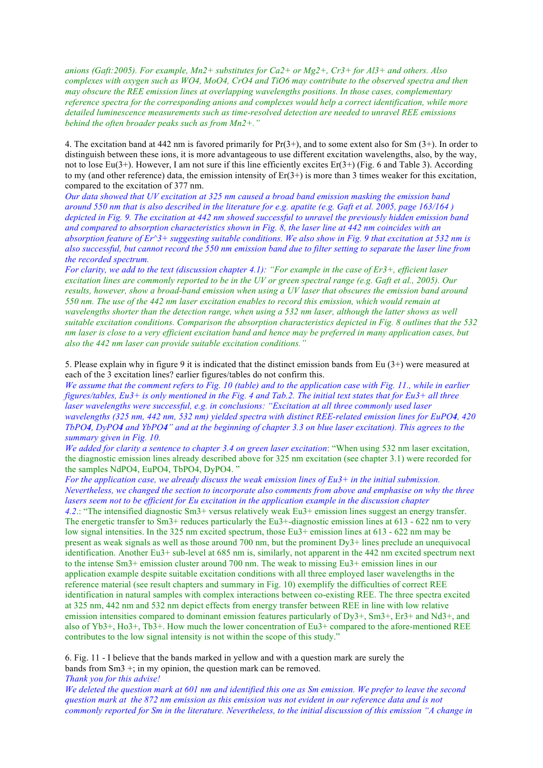*anions (Gaft:2005). For example, Mn2+ substitutes for Ca2+ or Mg2+, Cr3+ for Al3+ and others. Also complexes with oxygen such as WO4, MoO4, CrO4 and TiO6 may contribute to the observed spectra and then may obscure the REE emission lines at overlapping wavelengths positions. In those cases, complementary reference spectra for the corresponding anions and complexes would help a correct identification, while more detailed luminescence measurements such as time-resolved detection are needed to unravel REE emissions behind the often broader peaks such as from Mn2+."*

4. The excitation band at 442 nm is favored primarily for Pr(3+), and to some extent also for Sm (3+). In order to distinguish between these ions, it is more advantageous to use different excitation wavelengths, also, by the way, not to lose Eu(3+). However, I am not sure if this line efficiently excites Er(3+) (Fig. 6 and Table 3). According to my (and other reference) data, the emission intensity of Er(3+) is more than 3 times weaker for this excitation, compared to the excitation of 377 nm.

*Our data showed that UV excitation at 325 nm caused a broad band emission masking the emission band around 550 nm that is also described in the literature for e.g. apatite (e.g. Gaft et al. 2005, page 163/164 ) depicted in Fig. 9. The excitation at 442 nm showed successful to unravel the previously hidden emission band and compared to absorption characteristics shown in Fig. 8, the laser line at 442 nm coincides with an absorption feature of Er^3+ suggesting suitable conditions. We also show in Fig. 9 that excitation at 532 nm is also successful, but cannot record the 550 nm emission band due to filter setting to separate the laser line from the recorded spectrum.*

*For clarity, we add to the text (discussion chapter 4.1): "For example in the case of Er3+, efficient laser excitation lines are commonly reported to be in the UV or green spectral range (e.g. Gaft et al., 2005). Our results, however, show a broad-band emission when using a UV laser that obscures the emission band around 550 nm. The use of the 442 nm laser excitation enables to record this emission, which would remain at wavelengths shorter than the detection range, when using a 532 nm laser, although the latter shows as well suitable excitation conditions. Comparison the absorption characteristics depicted in Fig. 8 outlines that the 532 nm laser is close to a very efficient excitation band and hence may be preferred in many application cases, but also the 442 nm laser can provide suitable excitation conditions."*

5. Please explain why in figure 9 it is indicated that the distinct emission bands from Eu (3+) were measured at each of the 3 excitation lines? earlier figures/tables do not confirm this.

*We assume that the comment refers to Fig. 10 (table) and to the application case with Fig. 11., while in earlier figures/tables, Eu3+ is only mentioned in the Fig. 4 and Tab.2. The initial text states that for Eu3+ all three laser wavelengths were successful, e.g. in conclusions: "Excitation at all three commonly used laser wavelengths (325 nm, 442 nm, 532 nm) yielded spectra with distinct REE-related emission lines for EuPO4, 420 TbPO**4**, DyPO**4** and YbPO**4**" and at the beginning of chapter 3.3 on blue laser excitation). This agrees to the summary given in Fig. 10.*

*We added for clarity a sentence to chapter 3.4 on green laser excitation*: "When using 532 nm laser excitation, the diagnostic emission lines already described above for 325 nm excitation (see chapter 3.1) were recorded for the samples NdPO4, EuPO4, TbPO4, DyPO4. "

*For the application case, we already discuss the weak emission lines of Eu3+ in the initial submission. Nevertheless, we changed the section to incorporate also comments from above and emphasise on why the three lasers seem not to be efficient for Eu excitation in the application example in the discussion chapter 4.2.*: "The intensified diagnostic Sm3+ versus relatively weak Eu3+ emission lines suggest an energy transfer. The energetic transfer to Sm3+ reduces particularly the Eu3+-diagnostic emission lines at 613 - 622 nm to very low signal intensities. In the 325 nm excited spectrum, those Eu3+ emission lines at 613 - 622 nm may be present as weak signals as well as those around 700 nm, but the prominent Dy3+ lines preclude an unequivocal identification. Another Eu3+ sub-level at 685 nm is, similarly, not apparent in the 442 nm excited spectrum next to the intense Sm3+ emission cluster around 700 nm. The weak to missing Eu3+ emission lines in our application example despite suitable excitation conditions with all three employed laser wavelengths in the reference material (see result chapters and summary in Fig. 10) exemplify the difficulties of correct REE identification in natural samples with complex interactions between co-existing REE. The three spectra excited at 325 nm, 442 nm and 532 nm depict effects from energy transfer between REE in line with low relative emission intensities compared to dominant emission features particularly of Dy3+, Sm3+, Er3+ and Nd3+, and also of Yb3+, Ho3+, Tb3+. How much the lower concentration of Eu3+ compared to the afore-mentioned REE contributes to the low signal intensity is not within the scope of this study."

6. Fig. 11 - I believe that the bands marked in yellow and with a question mark are surely the bands from Sm3 +; in my opinion, the question mark can be removed.

*Thank you for this advise!*

*We deleted the question mark at 601 nm and identified this one as Sm emission. We prefer to leave the second question mark at the 872 nm emission as this emission was not evident in our reference data and is not commonly reported for Sm in the literature. Nevertheless, to the initial discussion of this emission "A change in*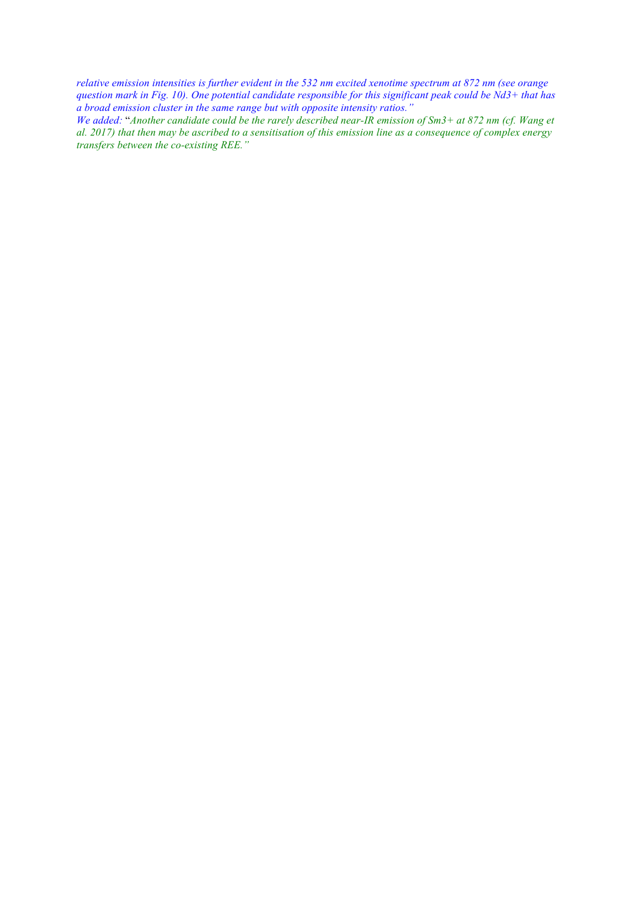*relative emission intensities is further evident in the 532 nm excited xenotime spectrum at 872 nm (see orange question mark in Fig. 10). One potential candidate responsible for this significant peak could be $Nd^{3+}$ that has a broad emission cluster in the same range but with opposite intensity ratios."*

*We added:* "*Another candidate could be the rarely described near-IR emission of $Sm^{3+}$ at 872 nm (cf. Wang et al. 2017) that then may be ascribed to a sensitisation of this emission line as a consequence of complex energy transfers between the co-existing REE."*